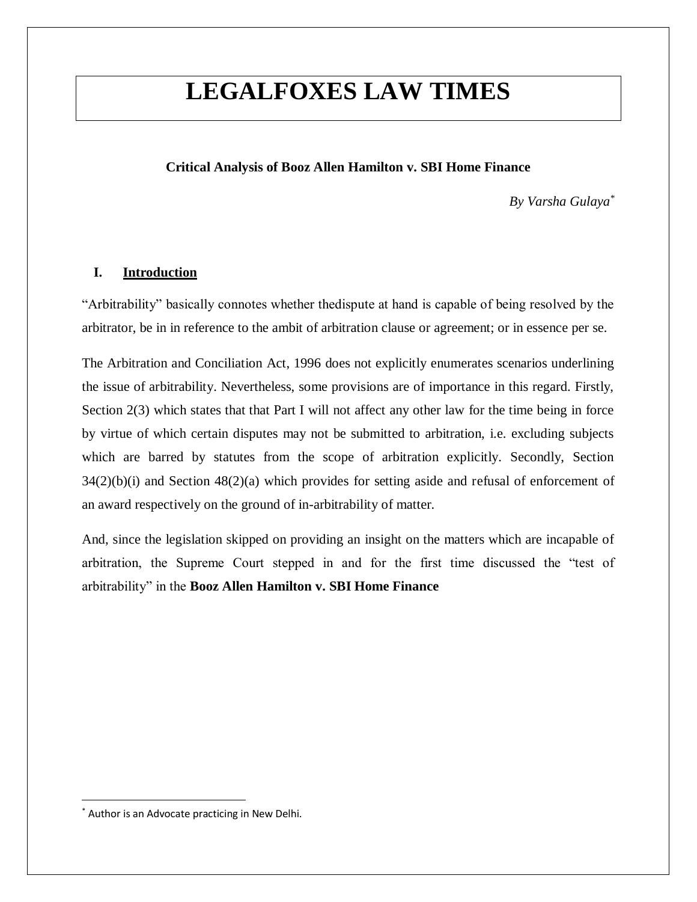# LEGALFOXES LAW TIMES

**Critical Analysis of Booz Allen Hamilton v. SBI Home Finance**

*By Varsha Gulaya*[*]

## I. Introduction

"Arbitrability" basically connotes whether thedispute at hand is capable of being resolved by the arbitrator, be in in reference to the ambit of arbitration clause or agreement; or in essence per se.

The Arbitration and Conciliation Act, 1996 does not explicitly enumerates scenarios underlining the issue of arbitrability. Nevertheless, some provisions are of importance in this regard. Firstly, Section 2(3) which states that that Part I will not affect any other law for the time being in force by virtue of which certain disputes may not be submitted to arbitration, i.e. excluding subjects which are barred by statutes from the scope of arbitration explicitly. Secondly, Section 34(2)(b)(i) and Section 48(2)(a) which provides for setting aside and refusal of enforcement of an award respectively on the ground of in-arbitrability of matter.

And, since the legislation skipped on providing an insight on the matters which are incapable of arbitration, the Supreme Court stepped in and for the first time discussed the "test of arbitrability" in the **Booz Allen Hamilton v. SBI Home Finance**

---

[*] Author is an Advocate practicing in New Delhi.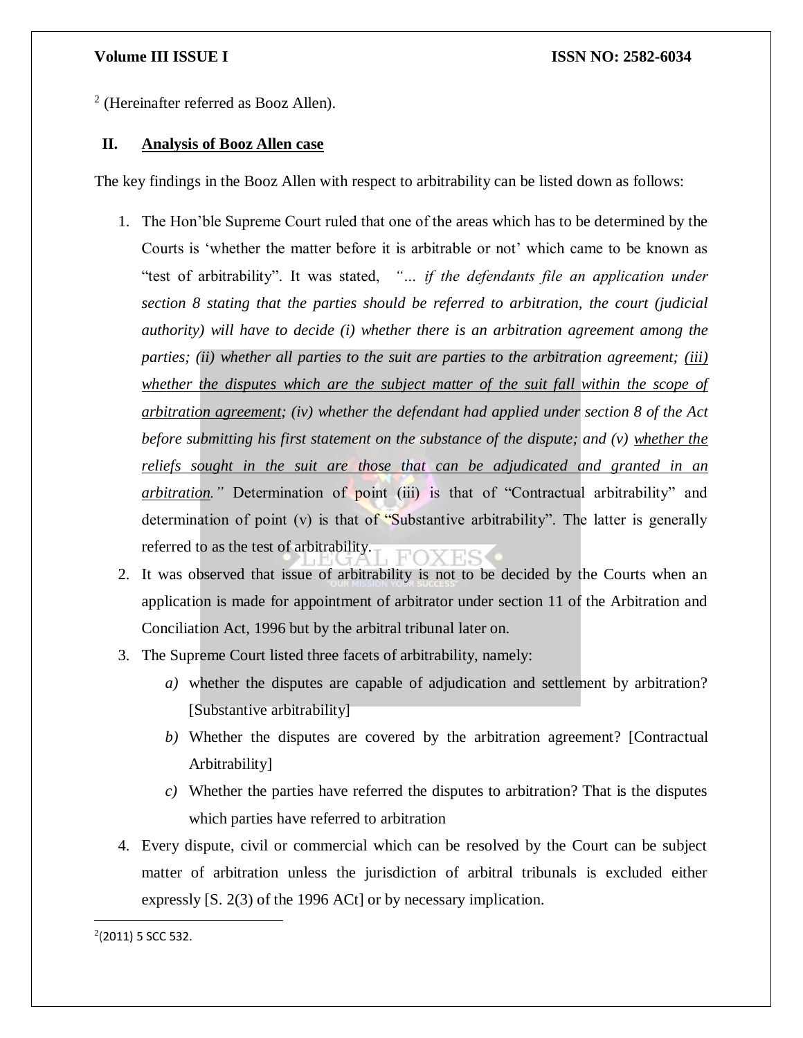[2] (Hereinafter referred as Booz Allen).

## II. Analysis of Booz Allen case

The key findings in the Booz Allen with respect to arbitrability can be listed down as follows:

1. The Hon'ble Supreme Court ruled that one of the areas which has to be determined by the Courts is 'whether the matter before it is arbitrable or not' which came to be known as "test of arbitrability". It was stated, *"... if the defendants file an application under section 8 stating that the parties should be referred to arbitration, the court (judicial authority) will have to decide (i) whether there is an arbitration agreement among the parties; (ii) whether all parties to the suit are parties to the arbitration agreement;* ***(iii) whether the disputes which are the subject matter of the suit fall within the scope of arbitration agreement****; (iv) whether the defendant had applied under section 8 of the Act before submitting his first statement on the substance of the dispute; and (v)* ***whether the reliefs sought in the suit are those that can be adjudicated and granted in an arbitration****."* Determination of point (iii) is that of "Contractual arbitrability" and determination of point (v) is that of "Substantive arbitrability". The latter is generally referred to as the test of arbitrability.
2. It was observed that issue of arbitrability is not to be decided by the Courts when an application is made for appointment of arbitrator under section 11 of the Arbitration and Conciliation Act, 1996 but by the arbitral tribunal later on.
3. The Supreme Court listed three facets of arbitrability, namely:
   *a)* whether the disputes are capable of adjudication and settlement by arbitration? [Substantive arbitrability]
   *b)* Whether the disputes are covered by the arbitration agreement? [Contractual Arbitrability]
   *c)* Whether the parties have referred the disputes to arbitration? That is the disputes which parties have referred to arbitration
4. Every dispute, civil or commercial which can be resolved by the Court can be subject matter of arbitration unless the jurisdiction of arbitral tribunals is excluded either expressly [S. 2(3) of the 1996 ACt] or by necessary implication.

---

[2] (2011) 5 SCC 532.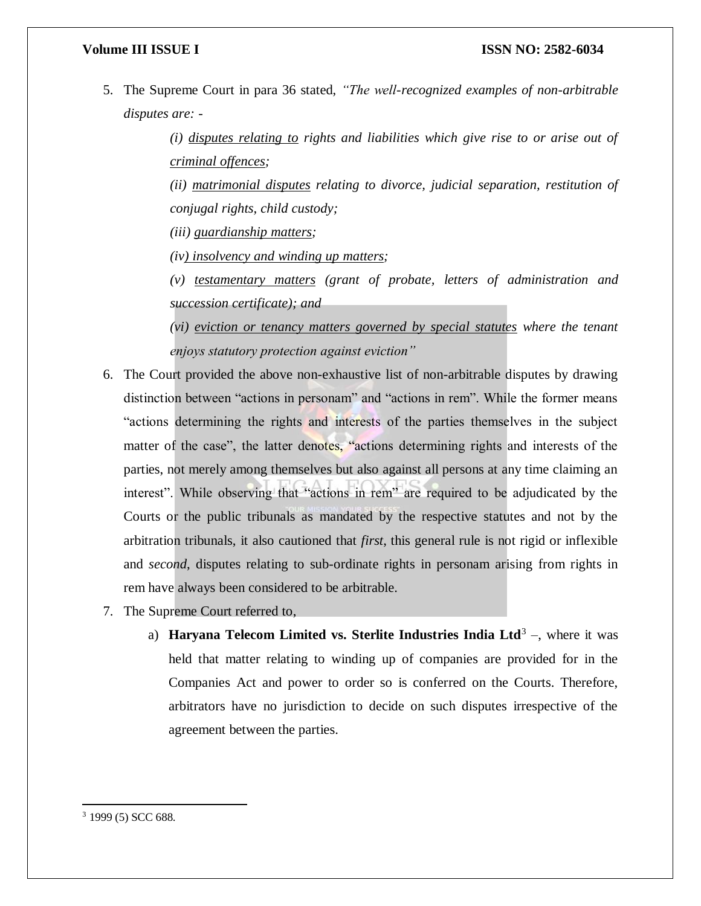5. The Supreme Court in para 36 stated, *"The well-recognized examples of non-arbitrable disputes are: -*

   > *(i) <u>disputes relating to</u> rights and liabilities which give rise to or arise out of <u>criminal offences</u>;*
   >
   > *(ii) <u>matrimonial disputes</u> relating to divorce, judicial separation, restitution of conjugal rights, child custody;*
   >
   > *(iii) <u>guardianship matters</u>;*
   >
   > *(iv) <u>insolvency and winding up matters</u>;*
   >
   > *(v) <u>testamentary matters</u> (grant of probate, letters of administration and succession certificate); and*
   >
   > *(vi) <u>eviction or tenancy matters governed by special statutes</u> where the tenant enjoys statutory protection against eviction"*

6. The Court provided the above non-exhaustive list of non-arbitrable disputes by drawing distinction between "actions in personam" and "actions in rem". While the former means "actions determining the rights and interests of the parties themselves in the subject matter of the case", the latter denotes, "actions determining rights and interests of the parties, not merely among themselves but also against all persons at any time claiming an interest". While observing that "actions in rem" are required to be adjudicated by the Courts or the public tribunals as mandated by the respective statutes and not by the arbitration tribunals, it also cautioned that *first*, this general rule is not rigid or inflexible and *second*, disputes relating to sub-ordinate rights in personam arising from rights in rem have always been considered to be arbitrable.

7. The Supreme Court referred to,

   a) **Haryana Telecom Limited vs. Sterlite Industries India Ltd**[3] –, where it was held that matter relating to winding up of companies are provided for in the Companies Act and power to order so is conferred on the Courts. Therefore, arbitrators have no jurisdiction to decide on such disputes irrespective of the agreement between the parties.

---

[3] 1999 (5) SCC 688.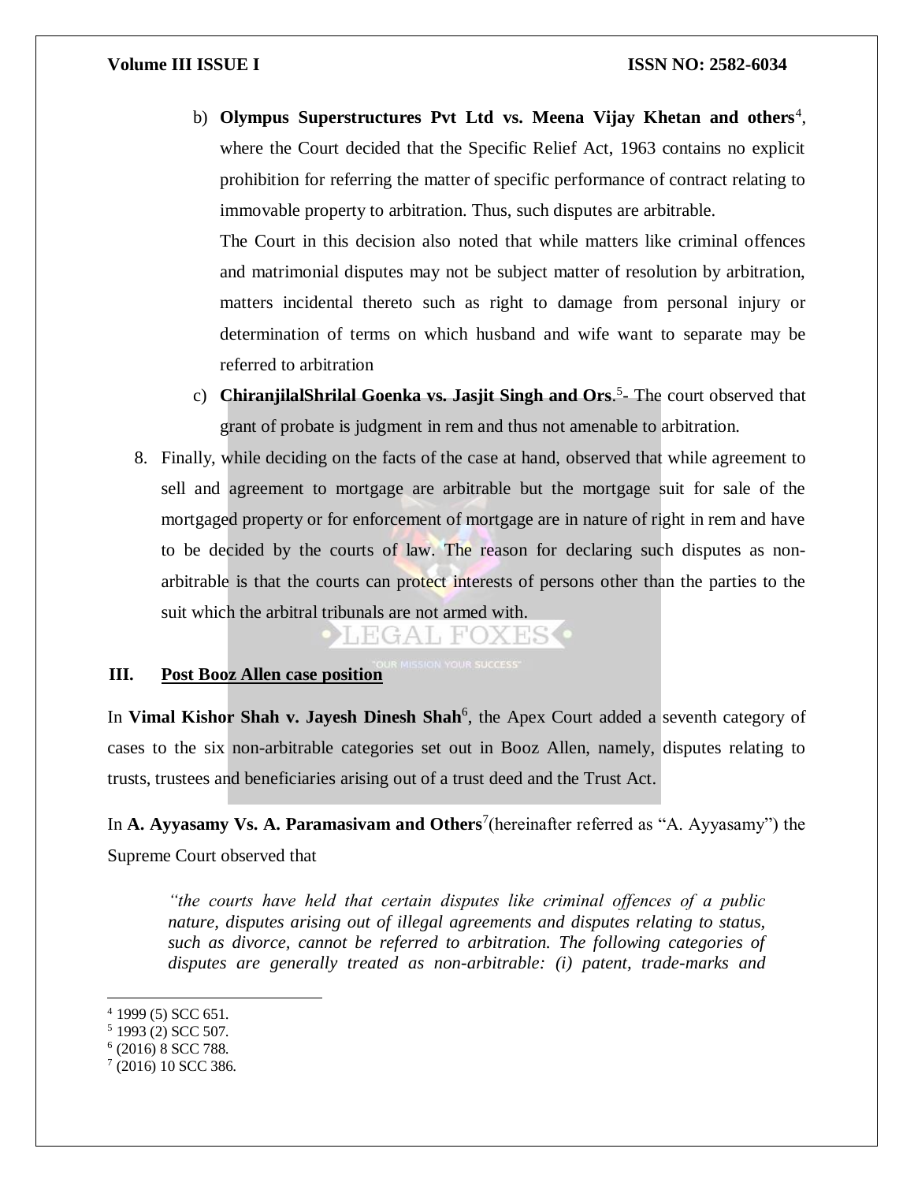b) **Olympus Superstructures Pvt Ltd vs. Meena Vijay Khetan and others**[4], where the Court decided that the Specific Relief Act, 1963 contains no explicit prohibition for referring the matter of specific performance of contract relating to immovable property to arbitration. Thus, such disputes are arbitrable.

   The Court in this decision also noted that while matters like criminal offences and matrimonial disputes may not be subject matter of resolution by arbitration, matters incidental thereto such as right to damage from personal injury or determination of terms on which husband and wife want to separate may be referred to arbitration

c) **ChiranjilalShrilal Goenka vs. Jasjit Singh and Ors**.[5]- The court observed that grant of probate is judgment in rem and thus not amenable to arbitration.

8. Finally, while deciding on the facts of the case at hand, observed that while agreement to sell and agreement to mortgage are arbitrable but the mortgage suit for sale of the mortgaged property or for enforcement of mortgage are in nature of right in rem and have to be decided by the courts of law. The reason for declaring such disputes as non-arbitrable is that the courts can protect interests of persons other than the parties to the suit which the arbitral tribunals are not armed with.

## III. Post Booz Allen case position

In **Vimal Kishor Shah v. Jayesh Dinesh Shah**[6], the Apex Court added a seventh category of cases to the six non-arbitrable categories set out in Booz Allen, namely, disputes relating to trusts, trustees and beneficiaries arising out of a trust deed and the Trust Act.

In **A. Ayyasamy Vs. A. Paramasivam and Others**[7](hereinafter referred as "A. Ayyasamy") the Supreme Court observed that

> *"the courts have held that certain disputes like criminal offences of a public nature, disputes arising out of illegal agreements and disputes relating to status, such as divorce, cannot be referred to arbitration. The following categories of disputes are generally treated as non-arbitrable: (i) patent, trade-marks and*

---

[4] 1999 (5) SCC 651.

[5] 1993 (2) SCC 507.

[6] (2016) 8 SCC 788.

[7] (2016) 10 SCC 386.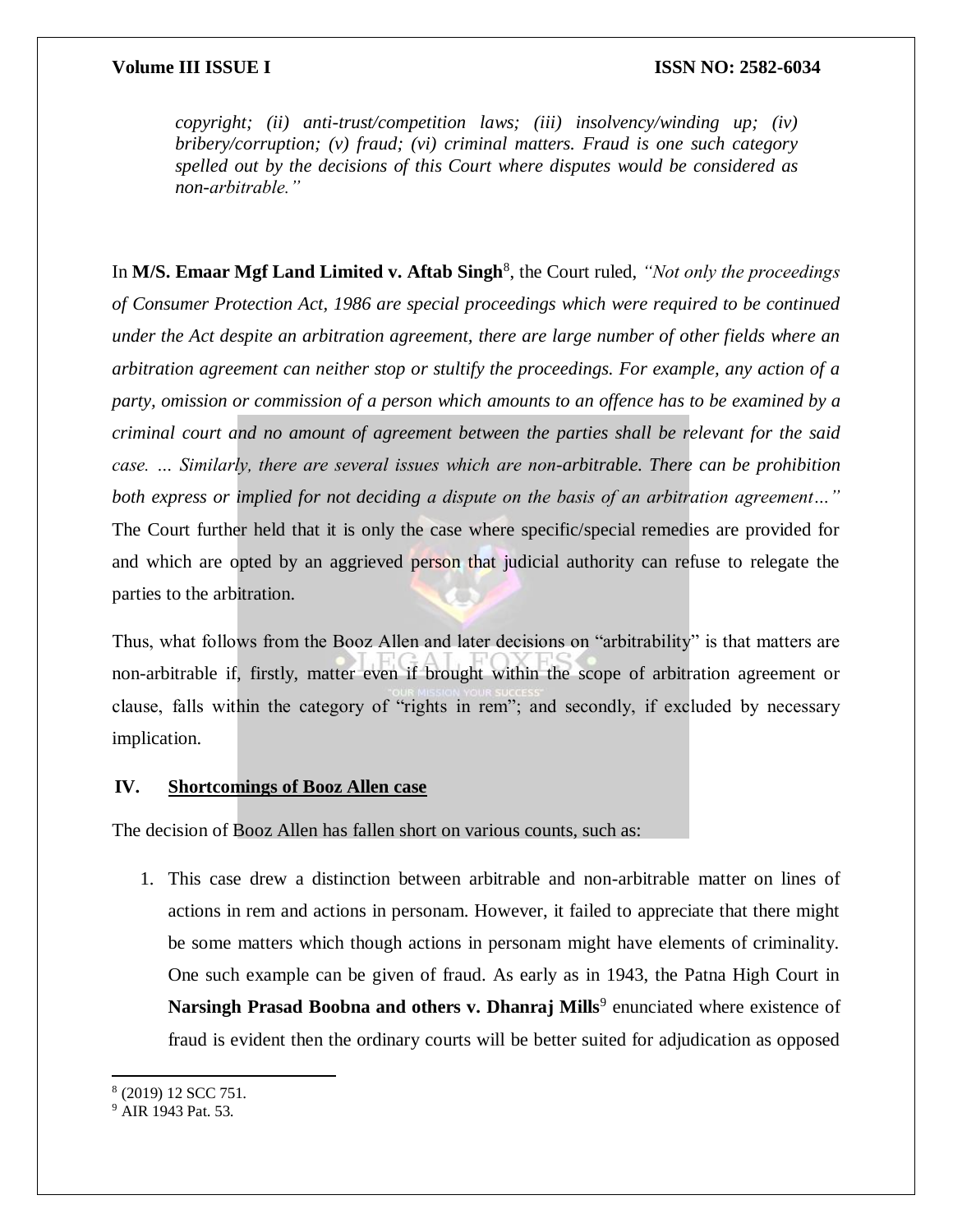*copyright; (ii) anti-trust/competition laws; (iii) insolvency/winding up; (iv) bribery/corruption; (v) fraud; (vi) criminal matters. Fraud is one such category spelled out by the decisions of this Court where disputes would be considered as non-arbitrable."*

In **M/S. Emaar Mgf Land Limited v. Aftab Singh**[8], the Court ruled, *"Not only the proceedings of Consumer Protection Act, 1986 are special proceedings which were required to be continued under the Act despite an arbitration agreement, there are large number of other fields where an arbitration agreement can neither stop or stultify the proceedings. For example, any action of a party, omission or commission of a person which amounts to an offence has to be examined by a criminal court and no amount of agreement between the parties shall be relevant for the said case. … Similarly, there are several issues which are non-arbitrable. There can be prohibition both express or implied for not deciding a dispute on the basis of an arbitration agreement…"* The Court further held that it is only the case where specific/special remedies are provided for and which are opted by an aggrieved person that judicial authority can refuse to relegate the parties to the arbitration.

Thus, what follows from the Booz Allen and later decisions on "arbitrability" is that matters are non-arbitrable if, firstly, matter even if brought within the scope of arbitration agreement or clause, falls within the category of "rights in rem"; and secondly, if excluded by necessary implication.

## IV. Shortcomings of Booz Allen case

The decision of Booz Allen has fallen short on various counts, such as:

1. This case drew a distinction between arbitrable and non-arbitrable matter on lines of actions in rem and actions in personam. However, it failed to appreciate that there might be some matters which though actions in personam might have elements of criminality. One such example can be given of fraud. As early as in 1943, the Patna High Court in **Narsingh Prasad Boobna and others v. Dhanraj Mills**[9] enunciated where existence of fraud is evident then the ordinary courts will be better suited for adjudication as opposed

---

[8] (2019) 12 SCC 751.

[9] AIR 1943 Pat. 53.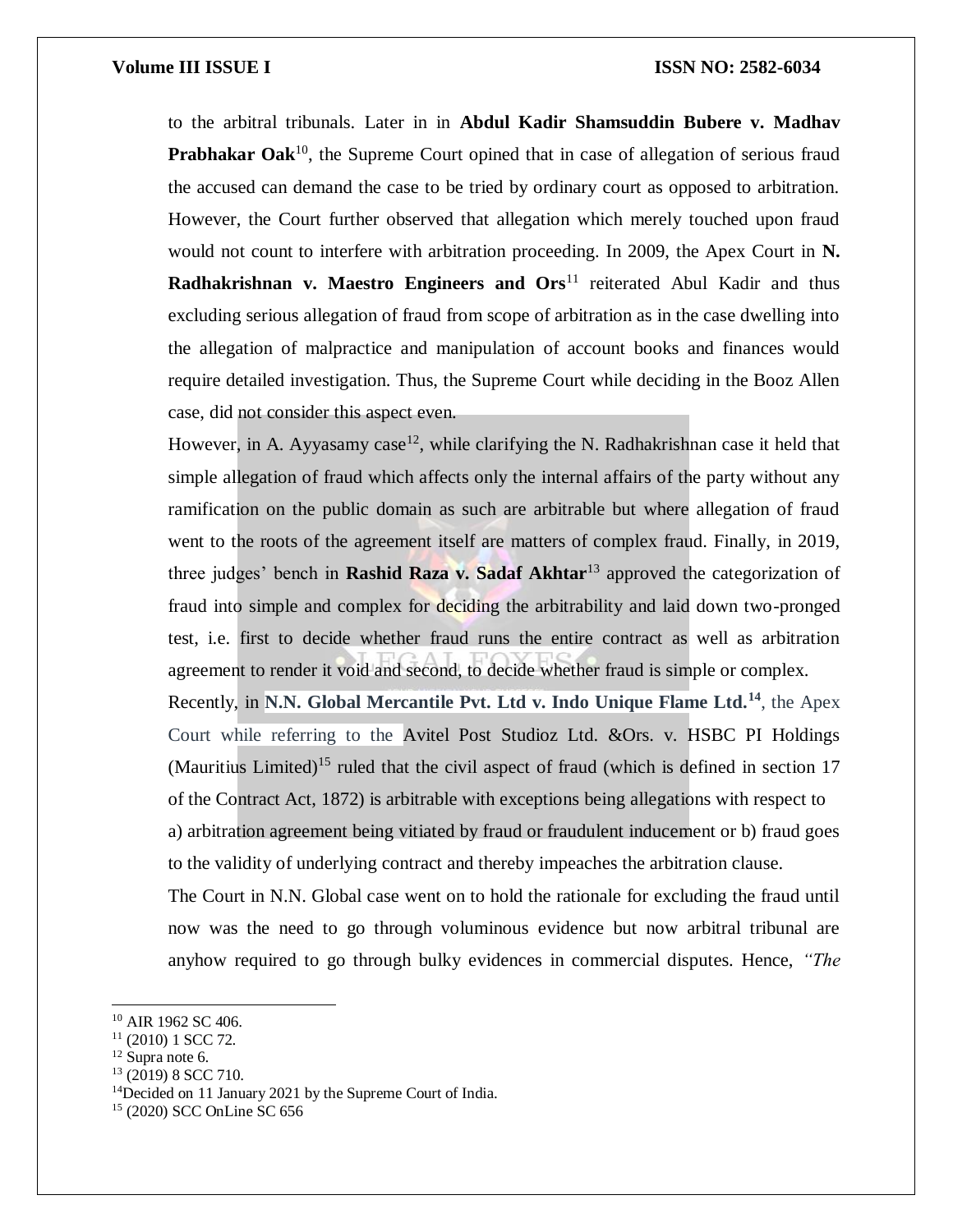to the arbitral tribunals. Later in in **Abdul Kadir Shamsuddin Bubere v. Madhav Prabhakar Oak**[10], the Supreme Court opined that in case of allegation of serious fraud the accused can demand the case to be tried by ordinary court as opposed to arbitration. However, the Court further observed that allegation which merely touched upon fraud would not count to interfere with arbitration proceeding. In 2009, the Apex Court in **N. Radhakrishnan v. Maestro Engineers and Ors**[11] reiterated Abul Kadir and thus excluding serious allegation of fraud from scope of arbitration as in the case dwelling into the allegation of malpractice and manipulation of account books and finances would require detailed investigation. Thus, the Supreme Court while deciding in the Booz Allen case, did not consider this aspect even.

However, in A. Ayyasamy case[12], while clarifying the N. Radhakrishnan case it held that simple allegation of fraud which affects only the internal affairs of the party without any ramification on the public domain as such are arbitrable but where allegation of fraud went to the roots of the agreement itself are matters of complex fraud. Finally, in 2019, three judges' bench in **Rashid Raza v. Sadaf Akhtar**[13] approved the categorization of fraud into simple and complex for deciding the arbitrability and laid down two-pronged test, i.e. first to decide whether fraud runs the entire contract as well as arbitration agreement to render it void and second, to decide whether fraud is simple or complex.

Recently, in **N.N. Global Mercantile Pvt. Ltd v. Indo Unique Flame Ltd.**[14], the Apex Court while referring to the Avitel Post Studioz Ltd. &Ors. v. HSBC PI Holdings (Mauritius Limited)[15] ruled that the civil aspect of fraud (which is defined in section 17 of the Contract Act, 1872) is arbitrable with exceptions being allegations with respect to a) arbitration agreement being vitiated by fraud or fraudulent inducement or b) fraud goes to the validity of underlying contract and thereby impeaches the arbitration clause.

The Court in N.N. Global case went on to hold the rationale for excluding the fraud until now was the need to go through voluminous evidence but now arbitral tribunal are anyhow required to go through bulky evidences in commercial disputes. Hence, *"The*

---

[10] AIR 1962 SC 406.

[11] (2010) 1 SCC 72.

[12] Supra note 6.

[13] (2019) 8 SCC 710.

[14] Decided on 11 January 2021 by the Supreme Court of India.

[15] (2020) SCC OnLine SC 656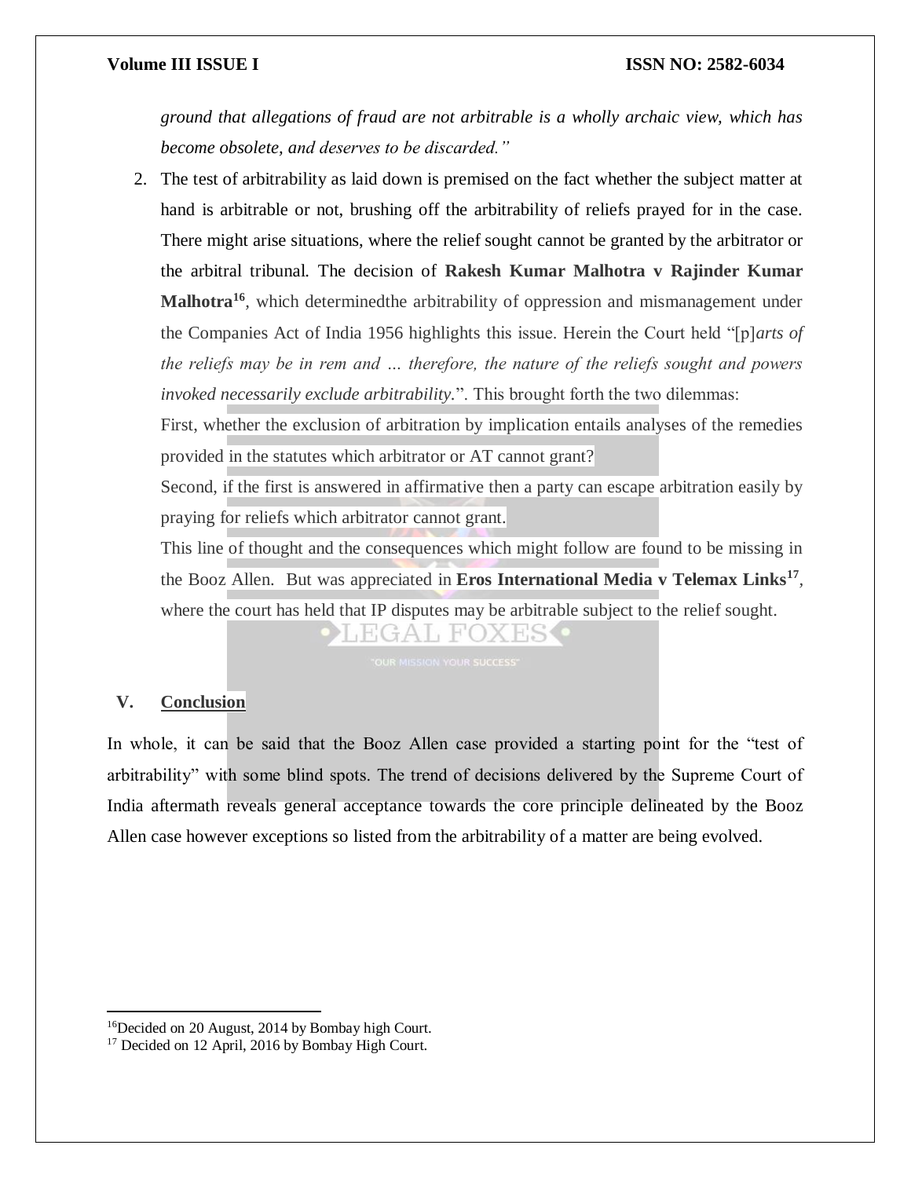*ground that allegations of fraud are not arbitrable is a wholly archaic view, which has become obsolete, and deserves to be discarded."*

2. The test of arbitrability as laid down is premised on the fact whether the subject matter at hand is arbitrable or not, brushing off the arbitrability of reliefs prayed for in the case. There might arise situations, where the relief sought cannot be granted by the arbitrator or the arbitral tribunal. The decision of **Rakesh Kumar Malhotra v Rajinder Kumar Malhotra**[16], which determinedthe arbitrability of oppression and mismanagement under the Companies Act of India 1956 highlights this issue. Herein the Court held "[p]*arts of the reliefs may be in rem and … therefore, the nature of the reliefs sought and powers invoked necessarily exclude arbitrability.*". This brought forth the two dilemmas:

   First, whether the exclusion of arbitration by implication entails analyses of the remedies provided in the statutes which arbitrator or AT cannot grant?

   Second, if the first is answered in affirmative then a party can escape arbitration easily by praying for reliefs which arbitrator cannot grant.

   This line of thought and the consequences which might follow are found to be missing in the Booz Allen. But was appreciated in **Eros International Media v Telemax Links**[17], where the court has held that IP disputes may be arbitrable subject to the relief sought.

## V. Conclusion

In whole, it can be said that the Booz Allen case provided a starting point for the "test of arbitrability" with some blind spots. The trend of decisions delivered by the Supreme Court of India aftermath reveals general acceptance towards the core principle delineated by the Booz Allen case however exceptions so listed from the arbitrability of a matter are being evolved.

---

[16] Decided on 20 August, 2014 by Bombay high Court.

[17] Decided on 12 April, 2016 by Bombay High Court.